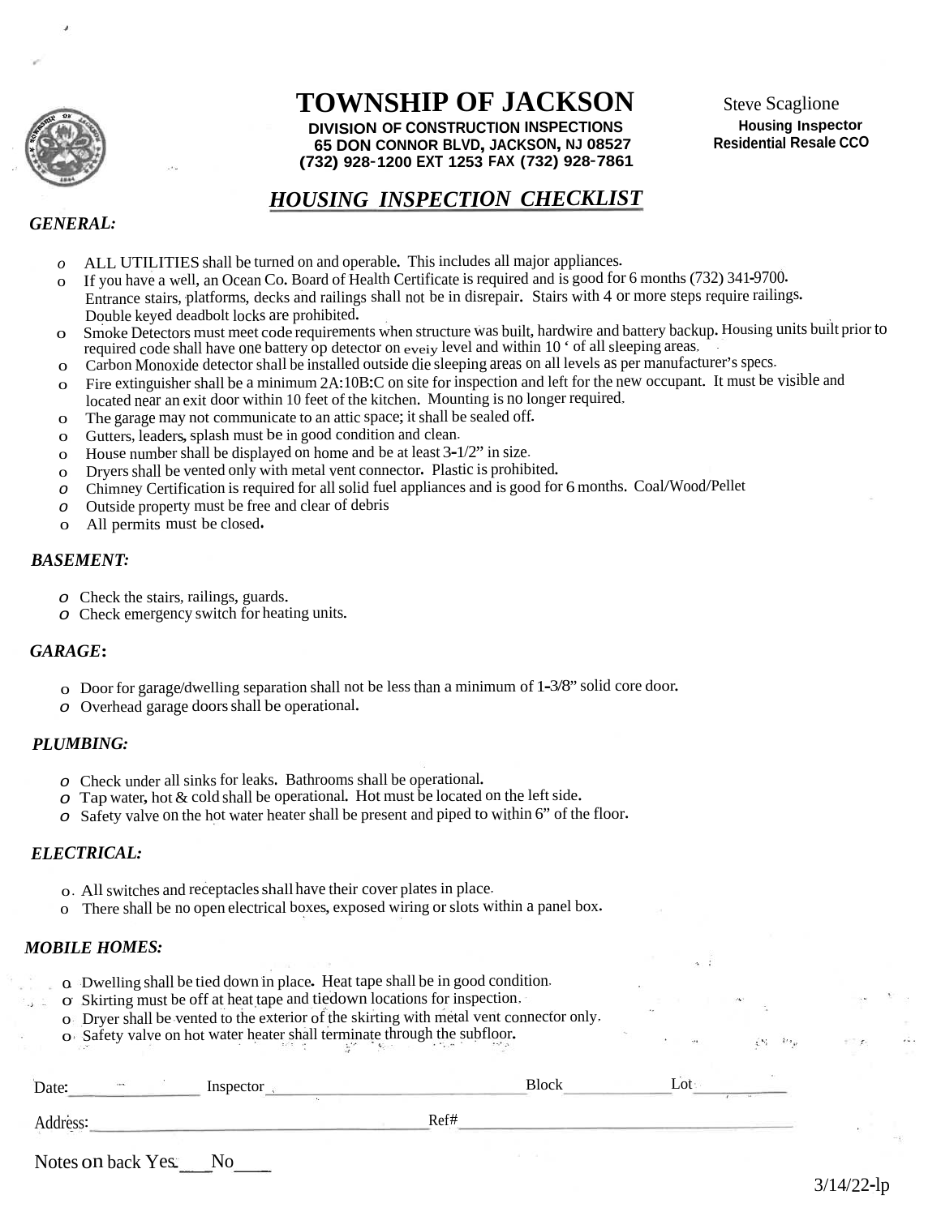# TOWNSHIP OF JACKSON

**DIVISION OF CONSTRUCTION INSPECTIONS**
**65 DON CONNOR BLVD, JACKSON, NJ 08527**
**(732) 928-1200 EXT 1253 FAX (732) 928-7861**

Steve Scaglione
**Housing Inspector**
**Residential Resale CCO**

## *HOUSING INSPECTION CHECKLIST*

### *GENERAL:*

- o ALL UTILITIES shall be turned on and operable. This includes all major appliances.
- o If you have a well, an Ocean Co. Board of Health Certificate is required and is good for 6 months (732) 341-9700. Entrance stairs, platforms, decks and railings shall not be in disrepair. Stairs with 4 or more steps require railings. Double keyed deadbolt locks are prohibited.
- o Smoke Detectors must meet code requirements when structure was built, hardwire and battery backup. Housing units built prior to required code shall have one battery op detector on eveiy level and within 10 ' of all sleeping areas.
- o Carbon Monoxide detector shall be installed outside die sleeping areas on all levels as per manufacturer's specs.
- o Fire extinguisher shall be a minimum 2A:10B:C on site for inspection and left for the new occupant. It must be visible and located near an exit door within 10 feet of the kitchen. Mounting is no longer required.
- o The garage may not communicate to an attic space; it shall be sealed off.
- o Gutters, leaders, splash must be in good condition and clean.
- o House number shall be displayed on home and be at least 3-1/2" in size.
- o Dryers shall be vented only with metal vent connector. Plastic is prohibited.
- o Chimney Certification is required for all solid fuel appliances and is good for 6 months. Coal/Wood/Pellet
- o Outside property must be free and clear of debris
- o All permits must be closed.

### *BASEMENT:*

- o Check the stairs, railings, guards.
- o Check emergency switch for heating units.

### *GARAGE:*

- o Door for garage/dwelling separation shall not be less than a minimum of 1-3/8" solid core door.
- o Overhead garage doors shall be operational.

### *PLUMBING:*

- o Check under all sinks for leaks. Bathrooms shall be operational.
- o Tap water, hot & cold shall be operational. Hot must be located on the left side.
- o Safety valve on the hot water heater shall be present and piped to within 6" of the floor.

### *ELECTRICAL:*

- o All switches and receptacles shall have their cover plates in place.
- o There shall be no open electrical boxes, exposed wiring or slots within a panel box.

### *MOBILE HOMES:*

- o Dwelling shall be tied down in place. Heat tape shall be in good condition.
- o Skirting must be off at heat tape and tiedown locations for inspection.
- o Dryer shall be vented to the exterior of the skirting with metal vent connector only.
- o Safety valve on hot water heater shall terminate through the subfloor.

Date:\_\_\_\_\_\_\_\_\_\_\_\_ Inspector\_\_\_\_\_\_\_\_\_\_\_\_\_\_\_\_\_\_\_\_\_\_\_\_ Block\_\_\_\_\_\_\_\_\_\_ Lot\_\_\_\_\_\_\_\_\_\_

Address:\_\_\_\_\_\_\_\_\_\_\_\_\_\_\_\_\_\_\_\_\_\_\_\_\_\_\_\_\_\_ Ref#\_\_\_\_\_\_\_\_\_\_\_\_\_\_\_\_\_\_\_\_\_\_\_\_\_\_\_\_

Notes on back Yes\_\_\_ No\_\_\_\_

3/14/22-lp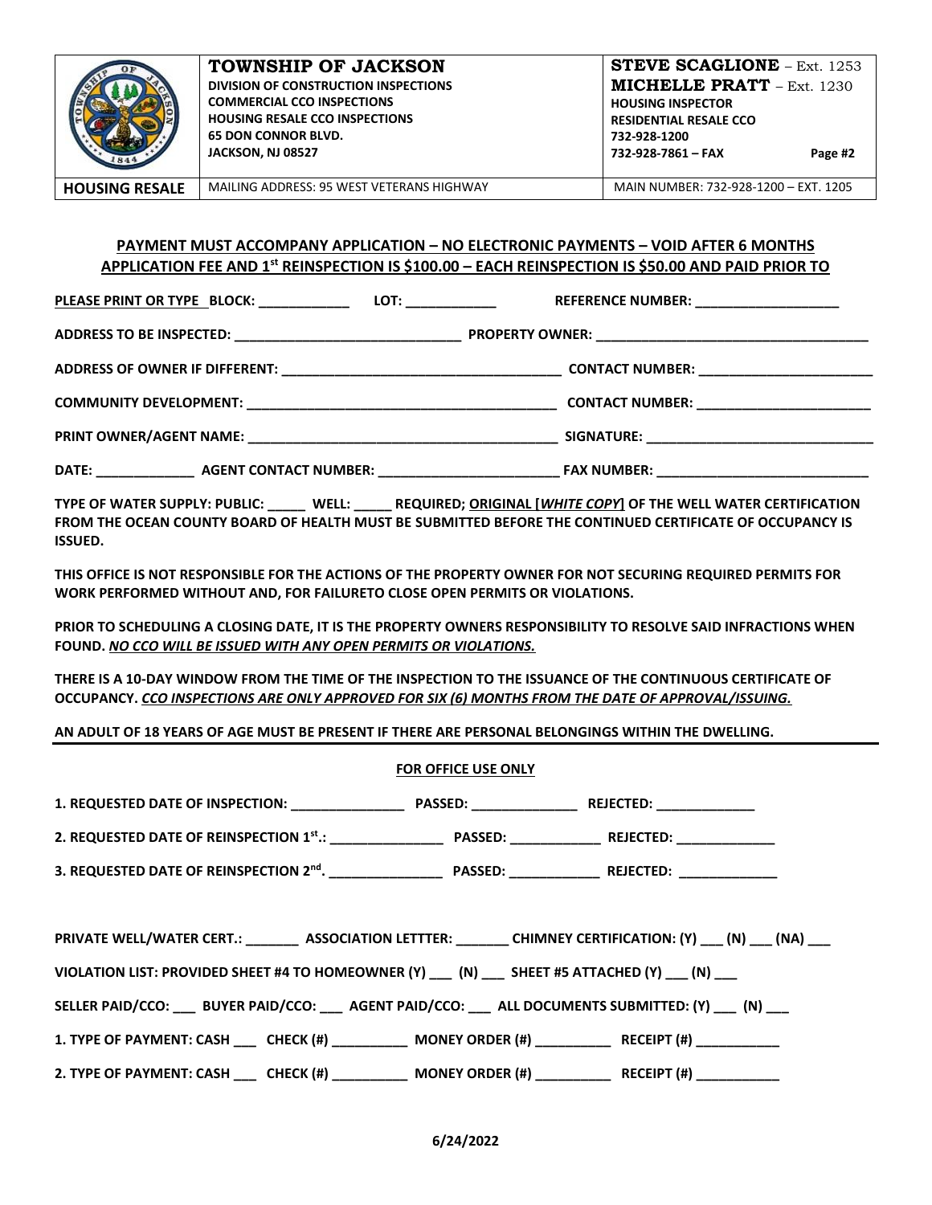| TOWNSHIP OF JACKSON<br>DIVISION OF CONSTRUCTION INSPECTIONS<br>COMMERCIAL CCO INSPECTIONS<br>HOUSING RESALE CCO INSPECTIONS<br>65 DON CONNOR BLVD.<br>JACKSON, NJ 08527 | STEVE SCAGLIONE – Ext. 1253<br>MICHELLE PRATT – Ext. 1230<br>HOUSING INSPECTOR<br>RESIDENTIAL RESALE CCO<br>732-928-1200<br>732-928-7861 – FAX |
|---|---|
| MAILING ADDRESS: 95 WEST VETERANS HIGHWAY | MAIN NUMBER: 732-928-1200 – EXT. 1205 |

**HOUSING RESALE**

**PAYMENT MUST ACCOMPANY APPLICATION – NO ELECTRONIC PAYMENTS – VOID AFTER 6 MONTHS**
**APPLICATION FEE AND 1st REINSPECTION IS $100.00 – EACH REINSPECTION IS $50.00 AND PAID PRIOR TO**

**PLEASE PRINT OR TYPE** BLOCK: ____________ LOT: ____________ REFERENCE NUMBER: ___________________

ADDRESS TO BE INSPECTED: ______________________________ PROPERTY OWNER: ____________________________________

ADDRESS OF OWNER IF DIFFERENT: ____________________________________ CONTACT NUMBER: _______________________

COMMUNITY DEVELOPMENT: ________________________________________ CONTACT NUMBER: _______________________

PRINT OWNER/AGENT NAME: ________________________________________ SIGNATURE: ______________________________

DATE: _____________ AGENT CONTACT NUMBER: _______________________ FAX NUMBER: ____________________________

**TYPE OF WATER SUPPLY: PUBLIC: _____ WELL: _____ REQUIRED; ORIGINAL [*WHITE COPY*] OF THE WELL WATER CERTIFICATION FROM THE OCEAN COUNTY BOARD OF HEALTH MUST BE SUBMITTED BEFORE THE CONTINUED CERTIFICATE OF OCCUPANCY IS ISSUED.**

**THIS OFFICE IS NOT RESPONSIBLE FOR THE ACTIONS OF THE PROPERTY OWNER FOR NOT SECURING REQUIRED PERMITS FOR WORK PERFORMED WITHOUT AND, FOR FAILURETO CLOSE OPEN PERMITS OR VIOLATIONS.**

**PRIOR TO SCHEDULING A CLOSING DATE, IT IS THE PROPERTY OWNERS RESPONSIBILITY TO RESOLVE SAID INFRACTIONS WHEN FOUND. *NO CCO WILL BE ISSUED WITH ANY OPEN PERMITS OR VIOLATIONS.***

**THERE IS A 10-DAY WINDOW FROM THE TIME OF THE INSPECTION TO THE ISSUANCE OF THE CONTINUOUS CERTIFICATE OF OCCUPANCY. *CCO INSPECTIONS ARE ONLY APPROVED FOR SIX (6) MONTHS FROM THE DATE OF APPROVAL/ISSUING.***

**AN ADULT OF 18 YEARS OF AGE MUST BE PRESENT IF THERE ARE PERSONAL BELONGINGS WITHIN THE DWELLING.**

---

**FOR OFFICE USE ONLY**

1. REQUESTED DATE OF INSPECTION: _______________ PASSED: ______________ REJECTED: _____________

2. REQUESTED DATE OF REINSPECTION 1st.: _______________ PASSED: ____________ REJECTED: _____________

3. REQUESTED DATE OF REINSPECTION 2nd. _______________ PASSED: ____________ REJECTED: _____________

PRIVATE WELL/WATER CERT.: _______ ASSOCIATION LETTTER: _______ CHIMNEY CERTIFICATION: (Y) ___ (N) ___ (NA) ___

VIOLATION LIST: PROVIDED SHEET #4 TO HOMEOWNER (Y) ___ (N) ___ SHEET #5 ATTACHED (Y) ___ (N) ___

SELLER PAID/CCO: ___ BUYER PAID/CCO: ___ AGENT PAID/CCO: ___ ALL DOCUMENTS SUBMITTED: (Y) ___ (N) ___

1. TYPE OF PAYMENT: CASH ___ CHECK (#) __________ MONEY ORDER (#) __________ RECEIPT (#) ___________

2. TYPE OF PAYMENT: CASH ___ CHECK (#) __________ MONEY ORDER (#) __________ RECEIPT (#) ___________

6/24/2022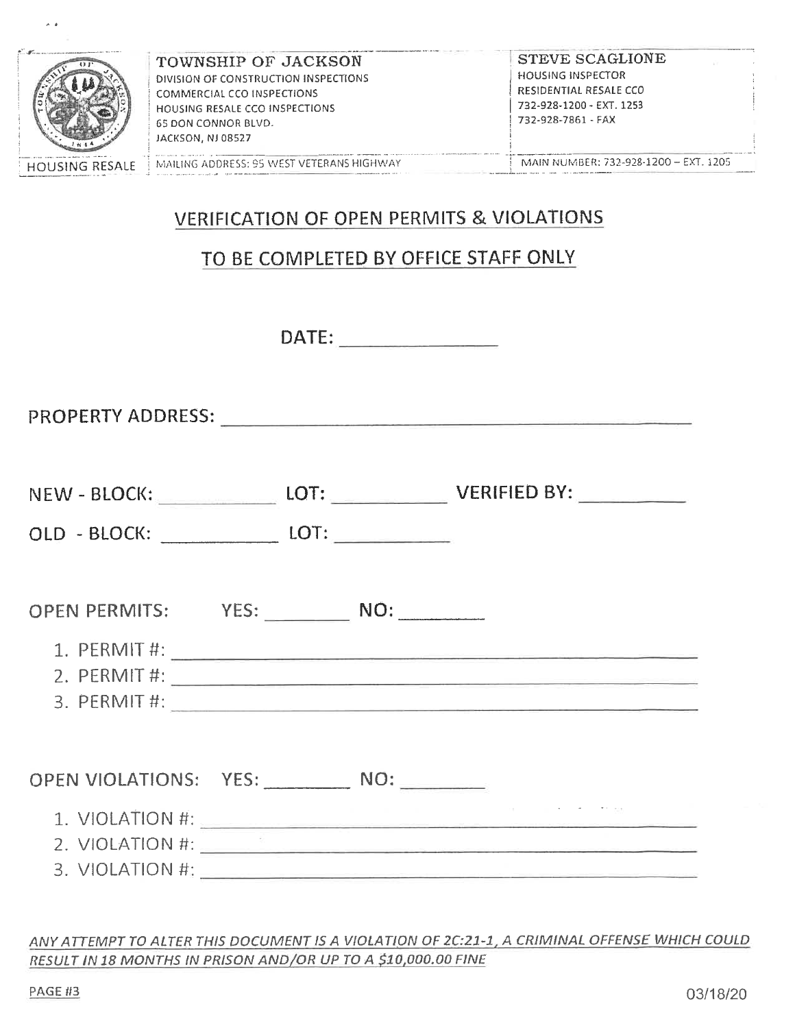**TOWNSHIP OF JACKSON**
DIVISION OF CONSTRUCTION INSPECTIONS
COMMERCIAL CCO INSPECTIONS
HOUSING RESALE CCO INSPECTIONS
65 DON CONNOR BLVD.
JACKSON, NJ 08527

HOUSING RESALE

MAILING ADDRESS: 95 WEST VETERANS HIGHWAY

**STEVE SCAGLIONE**
HOUSING INSPECTOR
RESIDENTIAL RESALE CCO
732-928-1200 - EXT. 1253
732-928-7861 - FAX

MAIN NUMBER: 732-928-1200 – EXT. 1205

## VERIFICATION OF OPEN PERMITS & VIOLATIONS

## TO BE COMPLETED BY OFFICE STAFF ONLY

DATE: _______________

PROPERTY ADDRESS: _______________________________________________

NEW - BLOCK: ___________ LOT: ___________ VERIFIED BY: __________

OLD - BLOCK: ___________ LOT: ___________

OPEN PERMITS: YES: ________ NO: ________

1. PERMIT #: _______________________________________________
2. PERMIT #: _______________________________________________
3. PERMIT #: _______________________________________________

OPEN VIOLATIONS: YES: ________ NO: ________

1. VIOLATION #: _______________________________________________
2. VIOLATION #: _______________________________________________
3. VIOLATION #: _______________________________________________

*ANY ATTEMPT TO ALTER THIS DOCUMENT IS A VIOLATION OF 2C:21-1, A CRIMINAL OFFENSE WHICH COULD RESULT IN 18 MONTHS IN PRISON AND/OR UP TO A $10,000.00 FINE*

PAGE #3

03/18/20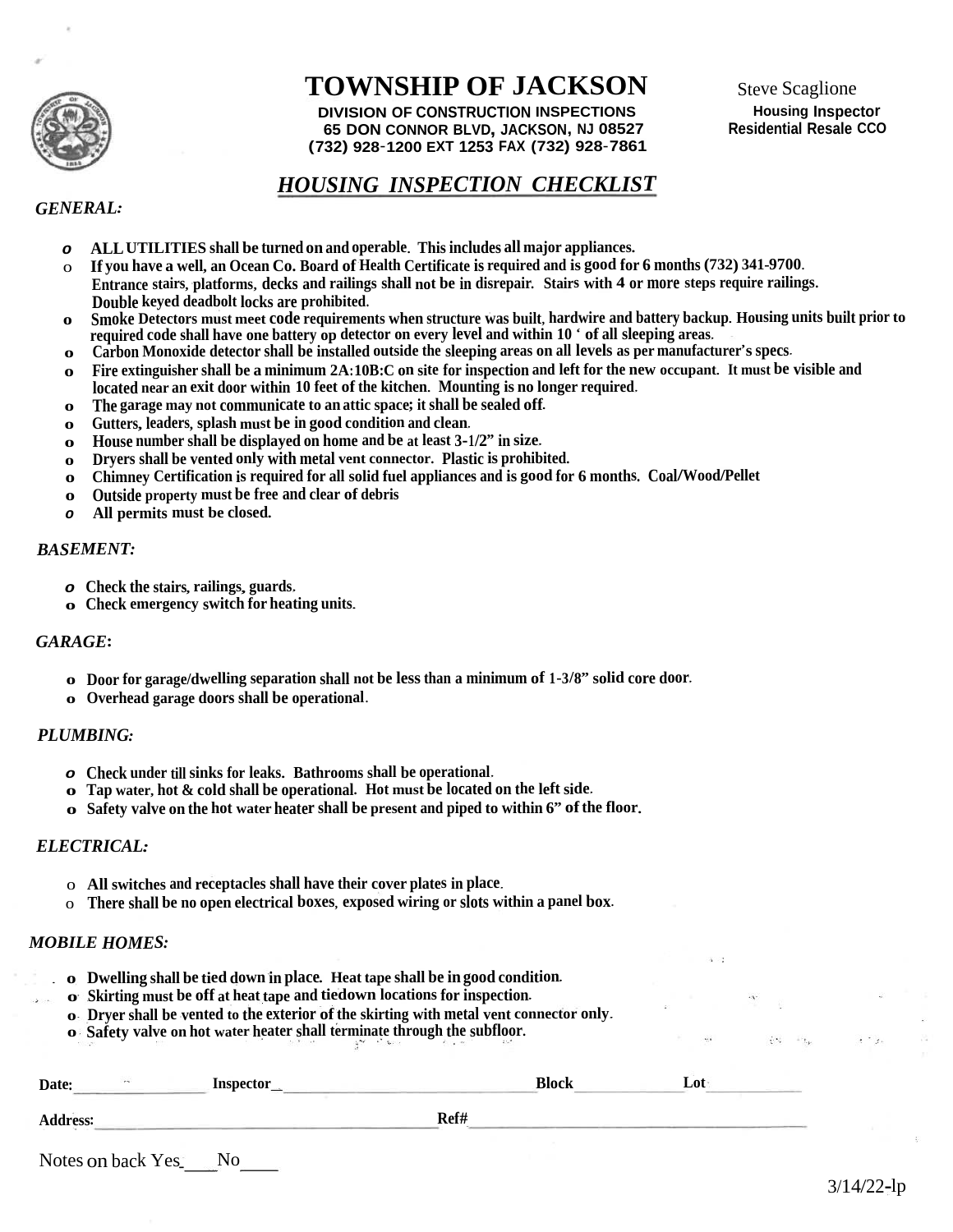# TOWNSHIP OF JACKSON

**DIVISION OF CONSTRUCTION INSPECTIONS**
**65 DON CONNOR BLVD, JACKSON, NJ 08527**
**(732) 928-1200 EXT 1253 FAX (732) 928-7861**

Steve Scaglione
**Housing Inspector**
**Residential Resale CCO**

## *HOUSING INSPECTION CHECKLIST*

### *GENERAL:*

- **ALL UTILITIES shall be turned on and operable. This includes all major appliances.**
- **If you have a well, an Ocean Co. Board of Health Certificate is required and is good for 6 months (732) 341-9700. Entrance stairs, platforms, decks and railings shall not be in disrepair. Stairs with 4 or more steps require railings. Double keyed deadbolt locks are prohibited.**
- **Smoke Detectors must meet code requirements when structure was built, hardwire and battery backup. Housing units built prior to required code shall have one battery op detector on every level and within 10 ' of all sleeping areas.**
- **Carbon Monoxide detector shall be installed outside the sleeping areas on all levels as per manufacturer's specs.**
- **Fire extinguisher shall be a minimum 2A:10B:C on site for inspection and left for the new occupant. It must be visible and located near an exit door within 10 feet of the kitchen. Mounting is no longer required.**
- **The garage may not communicate to an attic space; it shall be sealed off.**
- **Gutters, leaders, splash must be in good condition and clean.**
- **House number shall be displayed on home and be at least 3-1/2" in size.**
- **Dryers shall be vented only with metal vent connector. Plastic is prohibited.**
- **Chimney Certification is required for all solid fuel appliances and is good for 6 months. Coal/Wood/Pellet**
- **Outside property must be free and clear of debris**
- **All permits must be closed.**

### *BASEMENT:*

- **Check the stairs, railings, guards.**
- **Check emergency switch for heating units.**

### *GARAGE:*

- **Door for garage/dwelling separation shall not be less than a minimum of 1-3/8" solid core door.**
- **Overhead garage doors shall be operational.**

### *PLUMBING:*

- **Check under till sinks for leaks. Bathrooms shall be operational.**
- **Tap water, hot & cold shall be operational. Hot must be located on the left side.**
- **Safety valve on the hot water heater shall be present and piped to within 6" of the floor.**

### *ELECTRICAL:*

- **All switches and receptacles shall have their cover plates in place.**
- **There shall be no open electrical boxes, exposed wiring or slots within a panel box.**

### *MOBILE HOMES:*

- **Dwelling shall be tied down in place. Heat tape shall be in good condition.**
- **Skirting must be off at heat tape and tiedown locations for inspection.**
- **Dryer shall be vented to the exterior of the skirting with metal vent connector only.**
- **Safety valve on hot water heater shall terminate through the subfloor.**

**Date:**\_\_\_\_\_\_\_\_\_\_ **Inspector**\_\_\_\_\_\_\_\_\_\_\_\_\_\_\_\_\_\_\_\_ **Block**\_\_\_\_\_\_\_\_ **Lot**\_\_\_\_\_\_\_\_

**Address:**\_\_\_\_\_\_\_\_\_\_\_\_\_\_\_\_\_\_\_\_\_\_\_\_\_\_ **Ref#**\_\_\_\_\_\_\_\_\_\_\_\_\_\_\_\_\_\_\_\_

Notes on back Yes\_\_\_\_No\_\_\_\_

3/14/22-lp